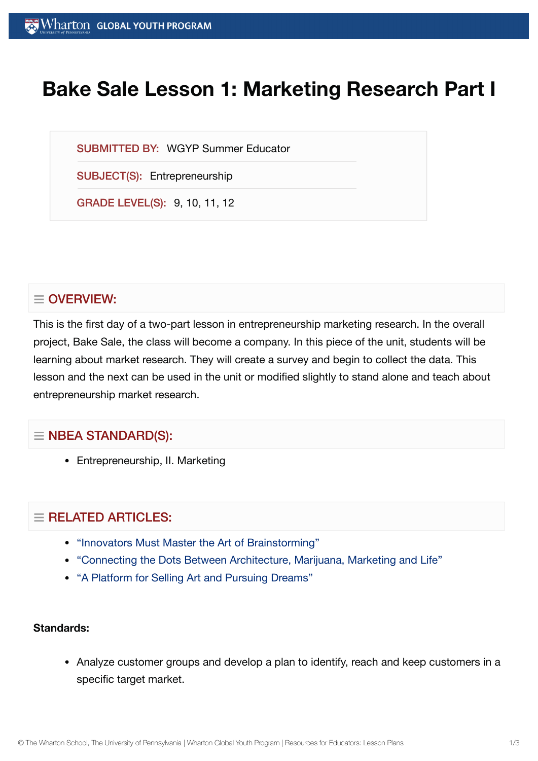# Bake Sale Lesson 1: Marketing Research Part I

SUBMITTED BY: WGYP Summer Educator

SUBJECT(S): Entrepreneurship

GRADE LEVEL(S): 9, 10, 11, 12

## OVERVIEW:

This is the first day of a two-part lesson in entrepreneurship marketing research. In the overall project, Bake Sale, the class will become a company. In this piece of the unit, students will be learning about market research. They will create a survey and begin to collect the data. This lesson and the next can be used in the unit or modified slightly to stand alone and teach about entrepreneurship market research.

## NBEA STANDARD(S):

- Entrepreneurship, II. Marketing

## RELATED ARTICLES:

- "Innovators Must Master the Art of Brainstorming"
- "Connecting the Dots Between Architecture, Marijuana, Marketing and Life"
- "A Platform for Selling Art and Pursuing Dreams"

**Standards:**

- Analyze customer groups and develop a plan to identify, reach and keep customers in a specific target market.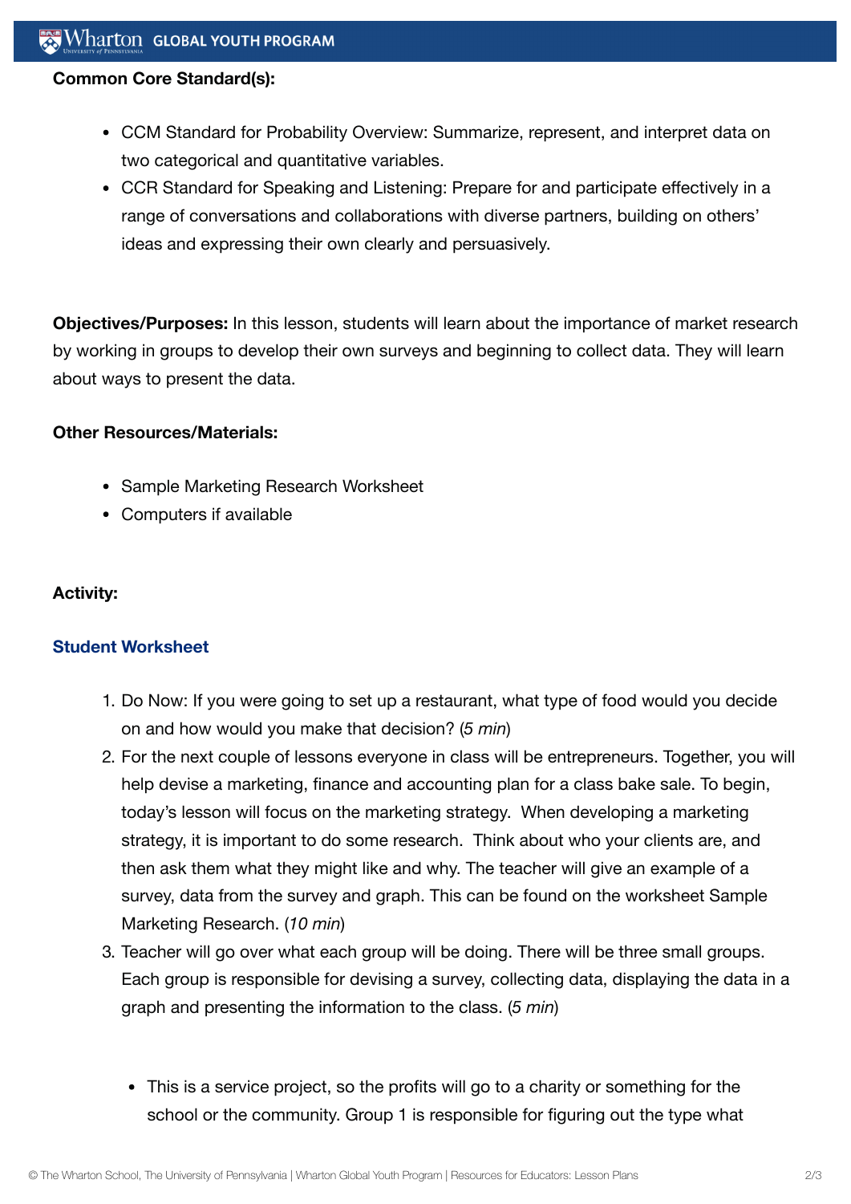**Common Core Standard(s):**

- CCM Standard for Probability Overview: Summarize, represent, and interpret data on two categorical and quantitative variables.
- CCR Standard for Speaking and Listening: Prepare for and participate effectively in a range of conversations and collaborations with diverse partners, building on others' ideas and expressing their own clearly and persuasively.

**Objectives/Purposes:** In this lesson, students will learn about the importance of market research by working in groups to develop their own surveys and beginning to collect data. They will learn about ways to present the data.

**Other Resources/Materials:**

- Sample Marketing Research Worksheet
- Computers if available

**Activity:**

**Student Worksheet**

1. Do Now: If you were going to set up a restaurant, what type of food would you decide on and how would you make that decision? (*5 min*)
2. For the next couple of lessons everyone in class will be entrepreneurs. Together, you will help devise a marketing, finance and accounting plan for a class bake sale. To begin, today's lesson will focus on the marketing strategy. When developing a marketing strategy, it is important to do some research. Think about who your clients are, and then ask them what they might like and why. The teacher will give an example of a survey, data from the survey and graph. This can be found on the worksheet Sample Marketing Research. (*10 min*)
3. Teacher will go over what each group will be doing. There will be three small groups. Each group is responsible for devising a survey, collecting data, displaying the data in a graph and presenting the information to the class. (*5 min*)

- This is a service project, so the profits will go to a charity or something for the school or the community. Group 1 is responsible for figuring out the type what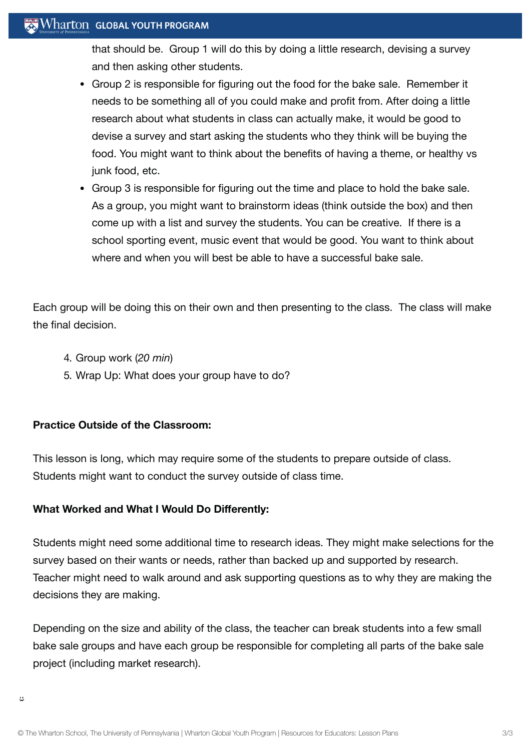that should be. Group 1 will do this by doing a little research, devising a survey and then asking other students.

- Group 2 is responsible for figuring out the food for the bake sale. Remember it needs to be something all of you could make and profit from. After doing a little research about what students in class can actually make, it would be good to devise a survey and start asking the students who they think will be buying the food. You might want to think about the benefits of having a theme, or healthy vs junk food, etc.
- Group 3 is responsible for figuring out the time and place to hold the bake sale. As a group, you might want to brainstorm ideas (think outside the box) and then come up with a list and survey the students. You can be creative. If there is a school sporting event, music event that would be good. You want to think about where and when you will best be able to have a successful bake sale.

Each group will be doing this on their own and then presenting to the class. The class will make the final decision.

4. Group work (*20 min*)
5. Wrap Up: What does your group have to do?

**Practice Outside of the Classroom:**

This lesson is long, which may require some of the students to prepare outside of class. Students might want to conduct the survey outside of class time.

**What Worked and What I Would Do Differently:**

Students might need some additional time to research ideas. They might make selections for the survey based on their wants or needs, rather than backed up and supported by research. Teacher might need to walk around and ask supporting questions as to why they are making the decisions they are making.

Depending on the size and ability of the class, the teacher can break students into a few small bake sale groups and have each group be responsible for completing all parts of the bake sale project (including market research).